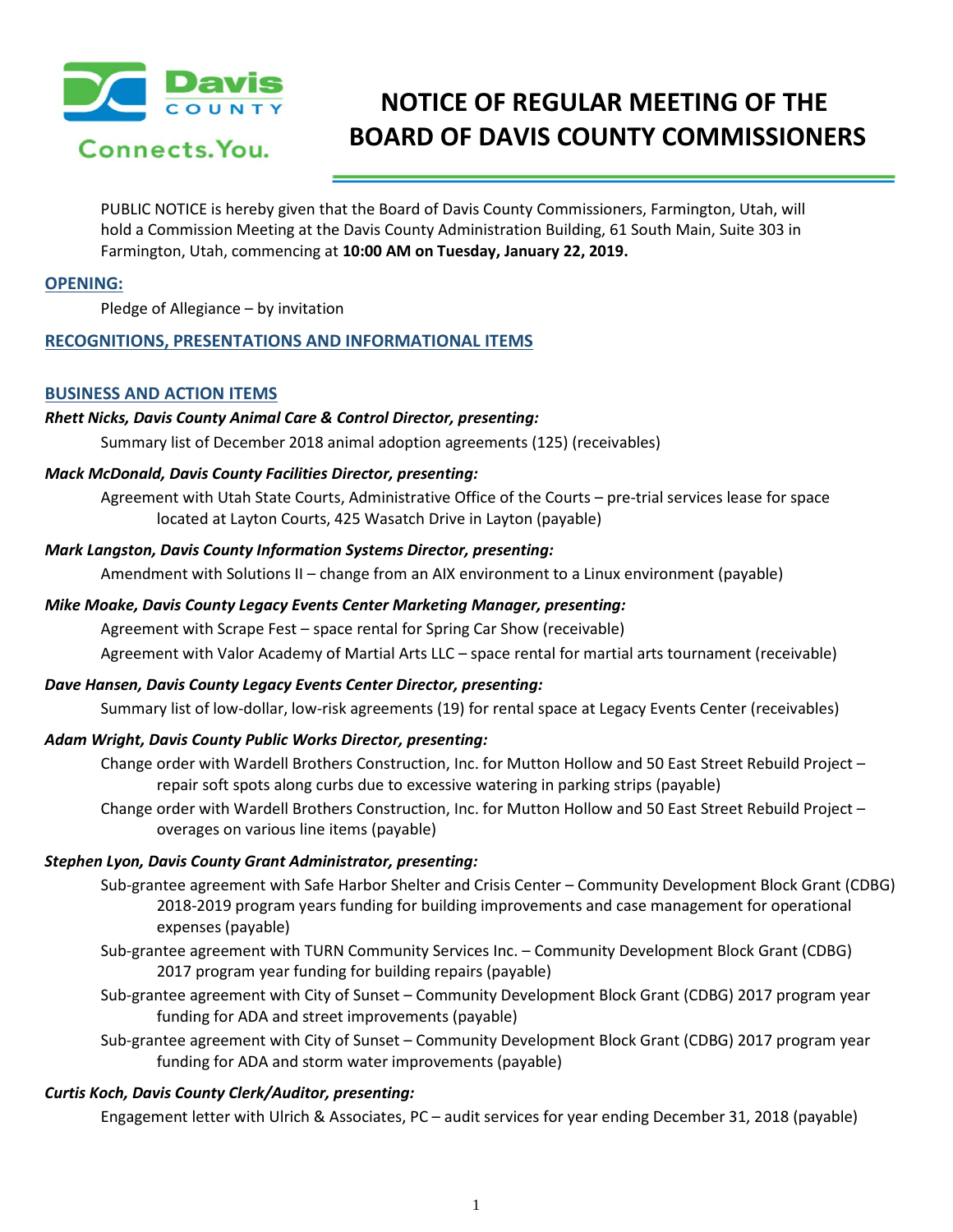Davis COUNTY

Connects.You.

# NOTICE OF REGULAR MEETING OF THE BOARD OF DAVIS COUNTY COMMISSIONERS

PUBLIC NOTICE is hereby given that the Board of Davis County Commissioners, Farmington, Utah, will hold a Commission Meeting at the Davis County Administration Building, 61 South Main, Suite 303 in Farmington, Utah, commencing at **10:00 AM on Tuesday, January 22, 2019.**

## OPENING:

Pledge of Allegiance – by invitation

## RECOGNITIONS, PRESENTATIONS AND INFORMATIONAL ITEMS

## BUSINESS AND ACTION ITEMS

***Rhett Nicks, Davis County Animal Care & Control Director, presenting:***

Summary list of December 2018 animal adoption agreements (125) (receivables)

***Mack McDonald, Davis County Facilities Director, presenting:***

Agreement with Utah State Courts, Administrative Office of the Courts – pre-trial services lease for space located at Layton Courts, 425 Wasatch Drive in Layton (payable)

***Mark Langston, Davis County Information Systems Director, presenting:***

Amendment with Solutions II – change from an AIX environment to a Linux environment (payable)

***Mike Moake, Davis County Legacy Events Center Marketing Manager, presenting:***

Agreement with Scrape Fest – space rental for Spring Car Show (receivable)

Agreement with Valor Academy of Martial Arts LLC – space rental for martial arts tournament (receivable)

***Dave Hansen, Davis County Legacy Events Center Director, presenting:***

Summary list of low-dollar, low-risk agreements (19) for rental space at Legacy Events Center (receivables)

***Adam Wright, Davis County Public Works Director, presenting:***

Change order with Wardell Brothers Construction, Inc. for Mutton Hollow and 50 East Street Rebuild Project – repair soft spots along curbs due to excessive watering in parking strips (payable)

Change order with Wardell Brothers Construction, Inc. for Mutton Hollow and 50 East Street Rebuild Project – overages on various line items (payable)

***Stephen Lyon, Davis County Grant Administrator, presenting:***

Sub-grantee agreement with Safe Harbor Shelter and Crisis Center – Community Development Block Grant (CDBG) 2018-2019 program years funding for building improvements and case management for operational expenses (payable)

Sub-grantee agreement with TURN Community Services Inc. – Community Development Block Grant (CDBG) 2017 program year funding for building repairs (payable)

Sub-grantee agreement with City of Sunset – Community Development Block Grant (CDBG) 2017 program year funding for ADA and street improvements (payable)

Sub-grantee agreement with City of Sunset – Community Development Block Grant (CDBG) 2017 program year funding for ADA and storm water improvements (payable)

***Curtis Koch, Davis County Clerk/Auditor, presenting:***

Engagement letter with Ulrich & Associates, PC – audit services for year ending December 31, 2018 (payable)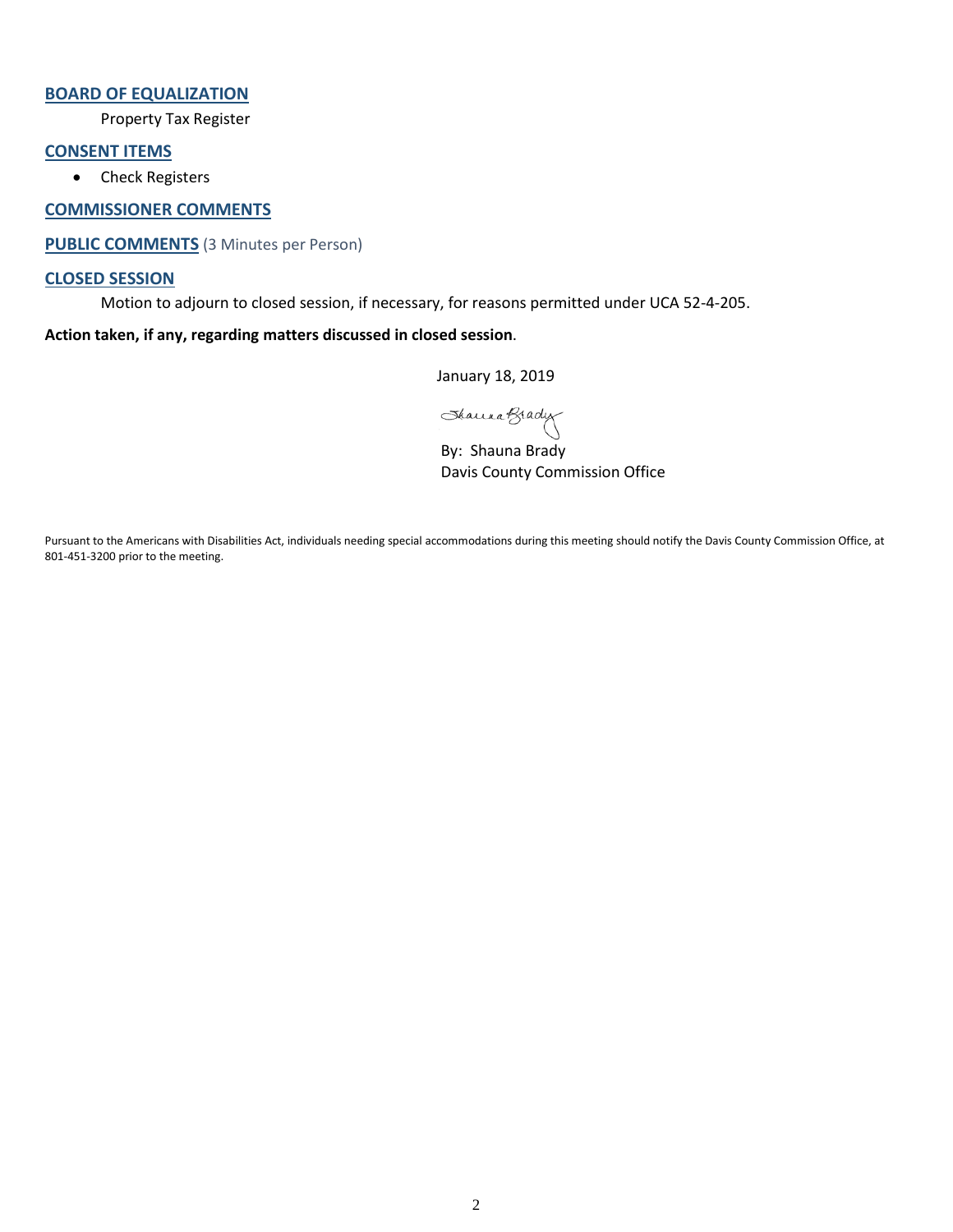## BOARD OF EQUALIZATION

Property Tax Register

## CONSENT ITEMS

- Check Registers

## COMMISSIONER COMMENTS

## PUBLIC COMMENTS (3 Minutes per Person)

## CLOSED SESSION

Motion to adjourn to closed session, if necessary, for reasons permitted under UCA 52-4-205.

**Action taken, if any, regarding matters discussed in closed session**.

January 18, 2019

Shauna Brady

By: Shauna Brady
Davis County Commission Office

Pursuant to the Americans with Disabilities Act, individuals needing special accommodations during this meeting should notify the Davis County Commission Office, at 801-451-3200 prior to the meeting.